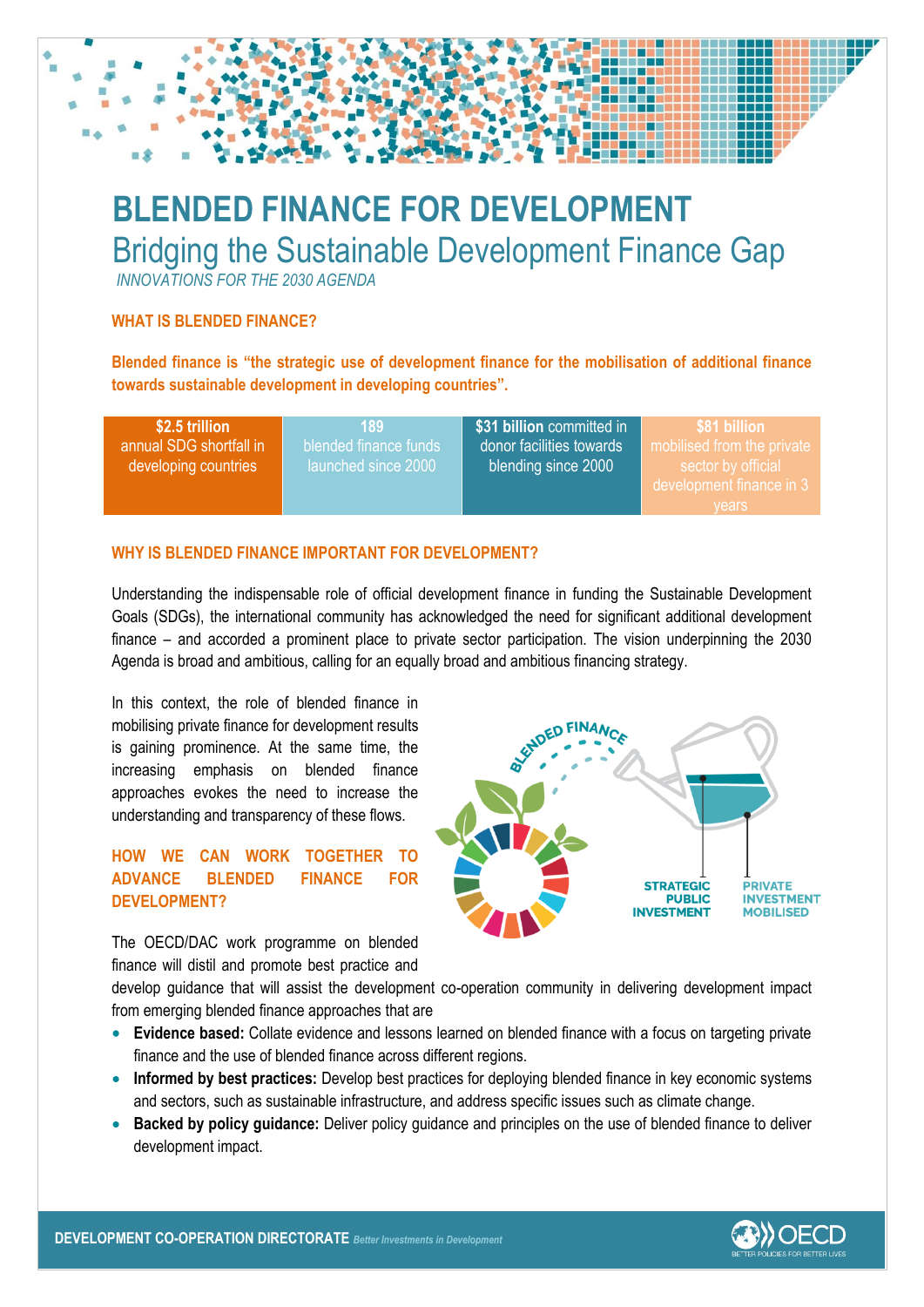# BLENDED FINANCE FOR DEVELOPMENT

## Bridging the Sustainable Development Finance Gap

*INNOVATIONS FOR THE 2030 AGENDA*

### WHAT IS BLENDED FINANCE?

**Blended finance is "the strategic use of development finance for the mobilisation of additional finance towards sustainable development in developing countries".**

| **$2.5 trillion** annual SDG shortfall in developing countries | **189** blended finance funds launched since 2000 | **$31 billion** committed in donor facilities towards blending since 2000 | **$81 billion** mobilised from the private sector by official development finance in 3 years |
|---|---|---|---|

### WHY IS BLENDED FINANCE IMPORTANT FOR DEVELOPMENT?

Understanding the indispensable role of official development finance in funding the Sustainable Development Goals (SDGs), the international community has acknowledged the need for significant additional development finance – and accorded a prominent place to private sector participation. The vision underpinning the 2030 Agenda is broad and ambitious, calling for an equally broad and ambitious financing strategy.

In this context, the role of blended finance in mobilising private finance for development results is gaining prominence. At the same time, the increasing emphasis on blended finance approaches evokes the need to increase the understanding and transparency of these flows.

BLENDED FINANCE

STRATEGIC PUBLIC INVESTMENT

PRIVATE INVESTMENT MOBILISED

### HOW WE CAN WORK TOGETHER TO ADVANCE BLENDED FINANCE FOR DEVELOPMENT?

The OECD/DAC work programme on blended finance will distil and promote best practice and develop guidance that will assist the development co-operation community in delivering development impact from emerging blended finance approaches that are

- **Evidence based:** Collate evidence and lessons learned on blended finance with a focus on targeting private finance and the use of blended finance across different regions.
- **Informed by best practices:** Develop best practices for deploying blended finance in key economic systems and sectors, such as sustainable infrastructure, and address specific issues such as climate change.
- **Backed by policy guidance:** Deliver policy guidance and principles on the use of blended finance to deliver development impact.

**DEVELOPMENT CO-OPERATION DIRECTORATE** *Better Investments in Development*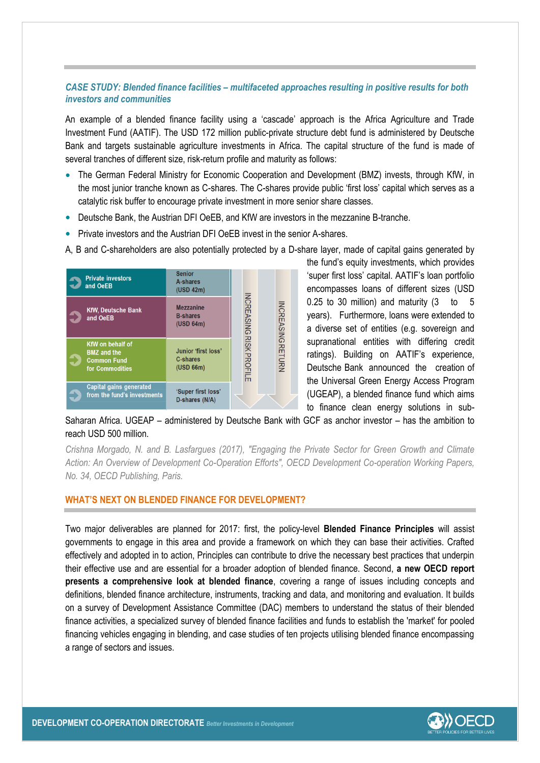*CASE STUDY: Blended finance facilities – multifaceted approaches resulting in positive results for both investors and communities*

An example of a blended finance facility using a 'cascade' approach is the Africa Agriculture and Trade Investment Fund (AATIF). The USD 172 million public-private structure debt fund is administered by Deutsche Bank and targets sustainable agriculture investments in Africa. The capital structure of the fund is made of several tranches of different size, risk-return profile and maturity as follows:

- The German Federal Ministry for Economic Cooperation and Development (BMZ) invests, through KfW, in the most junior tranche known as C-shares. The C-shares provide public 'first loss' capital which serves as a catalytic risk buffer to encourage private investment in more senior share classes.
- Deutsche Bank, the Austrian DFI OeEB, and KfW are investors in the mezzanine B-tranche.
- Private investors and the Austrian DFI OeEB invest in the senior A-shares.

A, B and C-shareholders are also potentially protected by a D-share layer, made of capital gains generated by the fund's equity investments, which provides 'super first loss' capital. AATIF's loan portfolio encompasses loans of different sizes (USD 0.25 to 30 million) and maturity (3 to 5 years). Furthermore, loans were extended to a diverse set of entities (e.g. sovereign and supranational entities with differing credit ratings). Building on AATIF's experience, Deutsche Bank announced the creation of the Universal Green Energy Access Program (UGEAP), a blended finance fund which aims to finance clean energy solutions in sub-Saharan Africa. UGEAP – administered by Deutsche Bank with GCF as anchor investor – has the ambition to reach USD 500 million.

Private investors and OeEB
Senior A-shares (USD 42m)
KfW, Deutsche Bank and OeEB
Mezzanine B-shares (USD 64m)
KfW on behalf of BMZ and the Common Fund for Commodities
Junior 'first loss' C-shares (USD 66m)
Capital gains generated from the fund's investments
'Super first loss' D-shares (N/A)
INCREASING RISK PROFILE
INCREASING RETURN

*Crishna Morgado, N. and B. Lasfargues (2017), "Engaging the Private Sector for Green Growth and Climate Action: An Overview of Development Co-Operation Efforts", OECD Development Co-operation Working Papers, No. 34, OECD Publishing, Paris.*

## WHAT'S NEXT ON BLENDED FINANCE FOR DEVELOPMENT?

Two major deliverables are planned for 2017: first, the policy-level **Blended Finance Principles** will assist governments to engage in this area and provide a framework on which they can base their activities. Crafted effectively and adopted in to action, Principles can contribute to drive the necessary best practices that underpin their effective use and are essential for a broader adoption of blended finance. Second, **a new OECD report presents a comprehensive look at blended finance**, covering a range of issues including concepts and definitions, blended finance architecture, instruments, tracking and data, and monitoring and evaluation. It builds on a survey of Development Assistance Committee (DAC) members to understand the status of their blended finance activities, a specialized survey of blended finance facilities and funds to establish the 'market' for pooled financing vehicles engaging in blending, and case studies of ten projects utilising blended finance encompassing a range of sectors and issues.